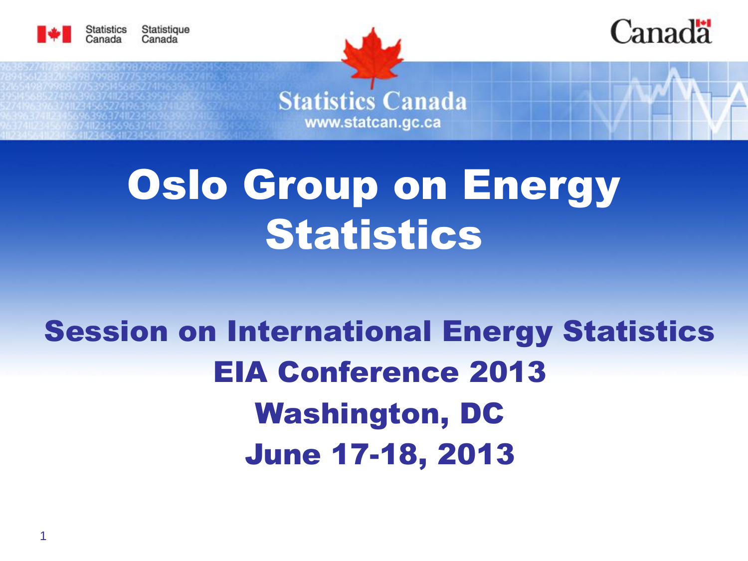Statistics Canada Statistique Canada

Canada

Statistics Canada
www.statcan.gc.ca

# Oslo Group on Energy Statistics

## Session on International Energy Statistics
## EIA Conference 2013
## Washington, DC
## June 17-18, 2013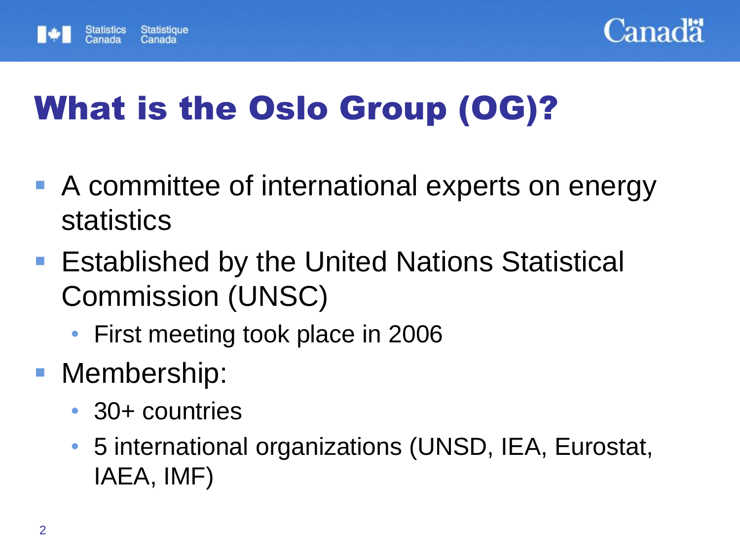# What is the Oslo Group (OG)?

- A committee of international experts on energy statistics
- Established by the United Nations Statistical Commission (UNSC)
  - First meeting took place in 2006
- Membership:
  - 30+ countries
  - 5 international organizations (UNSD, IEA, Eurostat, IAEA, IMF)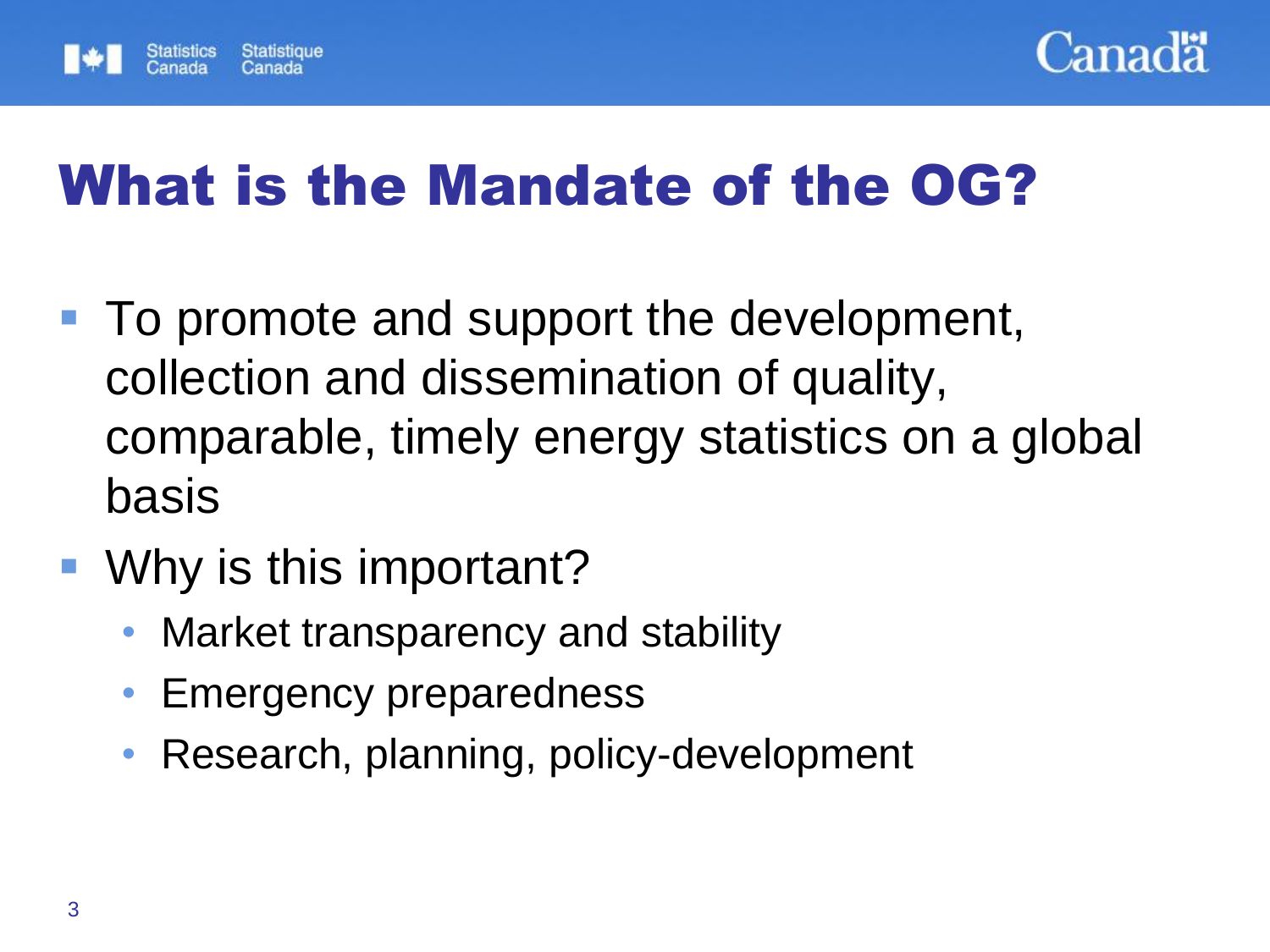# What is the Mandate of the OG?

- To promote and support the development, collection and dissemination of quality, comparable, timely energy statistics on a global basis
- Why is this important?
  - Market transparency and stability
  - Emergency preparedness
  - Research, planning, policy-development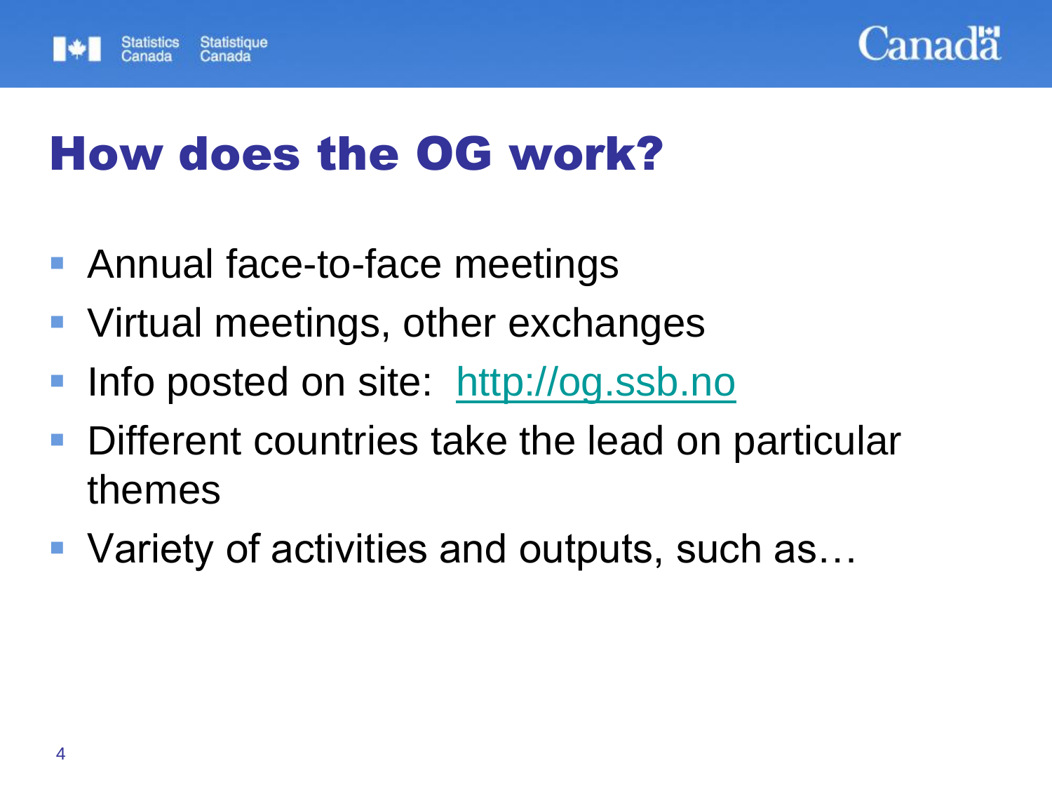# How does the OG work?

- Annual face-to-face meetings
- Virtual meetings, other exchanges
- Info posted on site: [http://og.ssb.no](http://og.ssb.no)
- Different countries take the lead on particular themes
- Variety of activities and outputs, such as…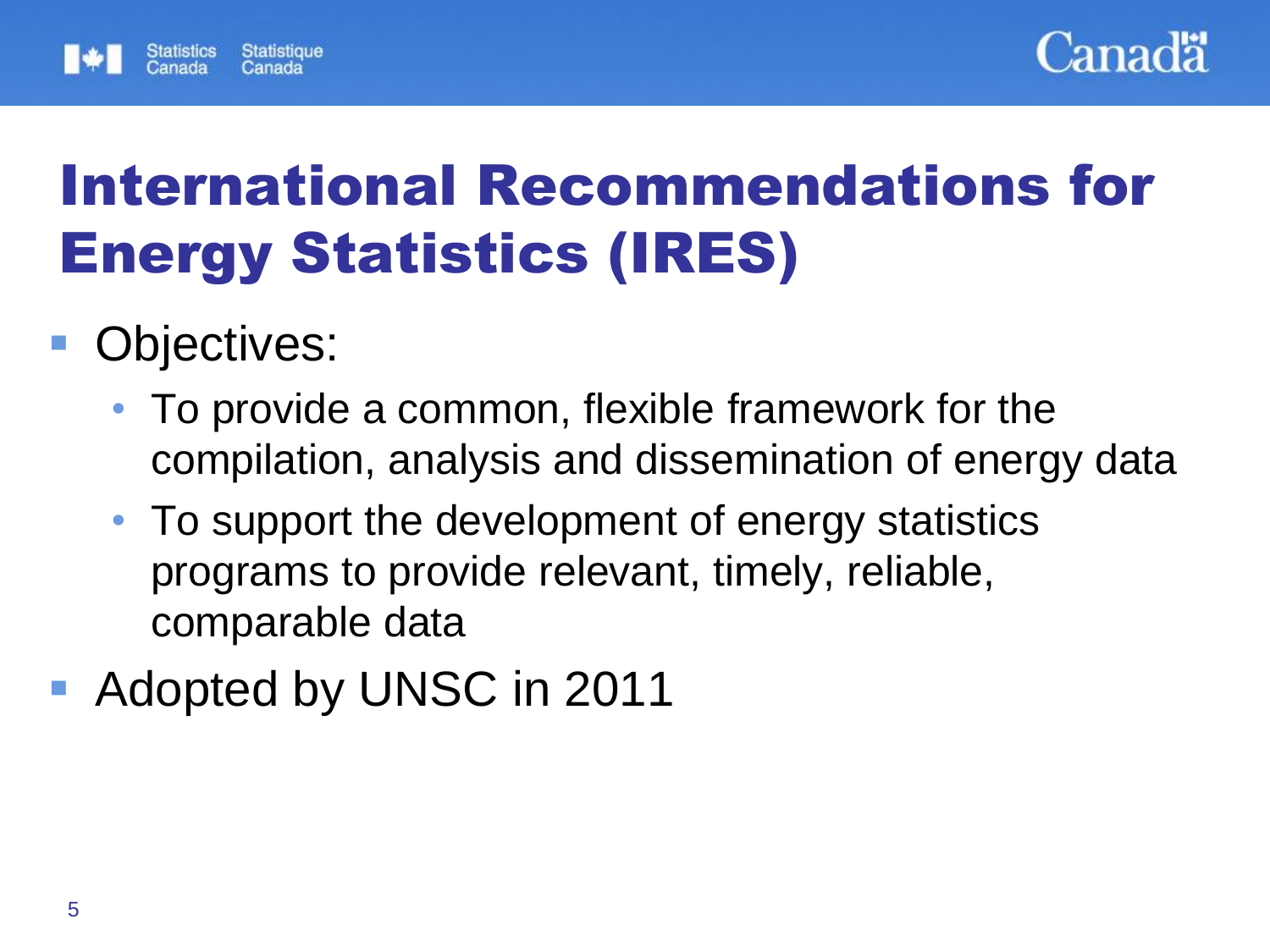# International Recommendations for Energy Statistics (IRES)

- Objectives:
  - To provide a common, flexible framework for the compilation, analysis and dissemination of energy data
  - To support the development of energy statistics programs to provide relevant, timely, reliable, comparable data
- Adopted by UNSC in 2011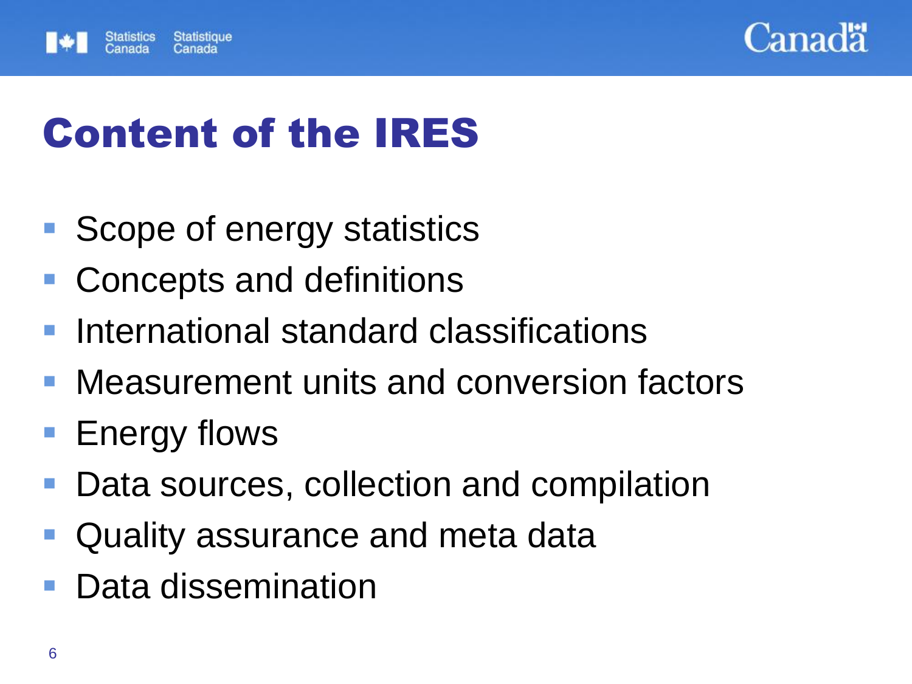# Content of the IRES

- Scope of energy statistics
- Concepts and definitions
- International standard classifications
- Measurement units and conversion factors
- Energy flows
- Data sources, collection and compilation
- Quality assurance and meta data
- Data dissemination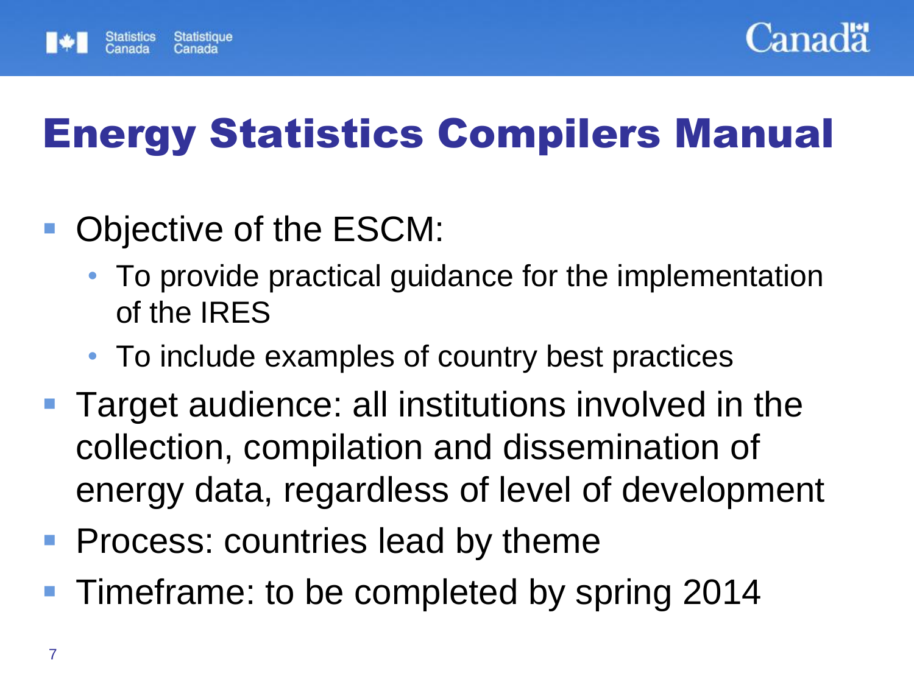# Energy Statistics Compilers Manual

- Objective of the ESCM:
  - To provide practical guidance for the implementation of the IRES
  - To include examples of country best practices
- Target audience: all institutions involved in the collection, compilation and dissemination of energy data, regardless of level of development
- Process: countries lead by theme
- Timeframe: to be completed by spring 2014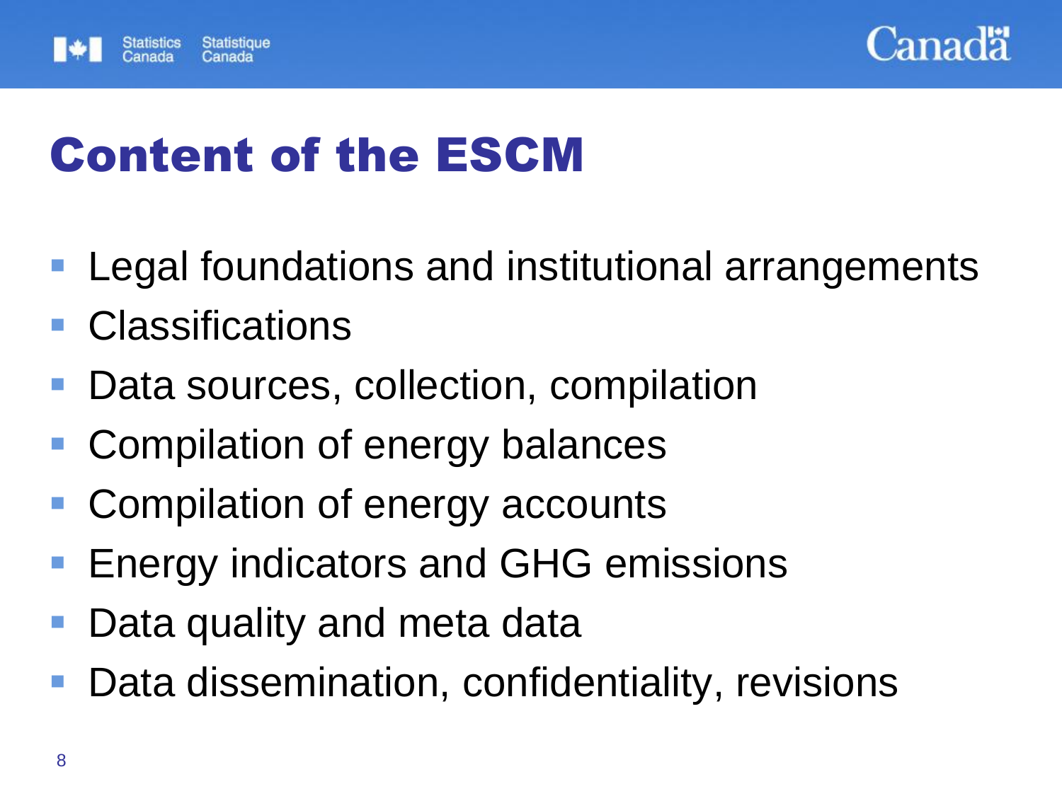# Content of the ESCM

- Legal foundations and institutional arrangements
- Classifications
- Data sources, collection, compilation
- Compilation of energy balances
- Compilation of energy accounts
- Energy indicators and GHG emissions
- Data quality and meta data
- Data dissemination, confidentiality, revisions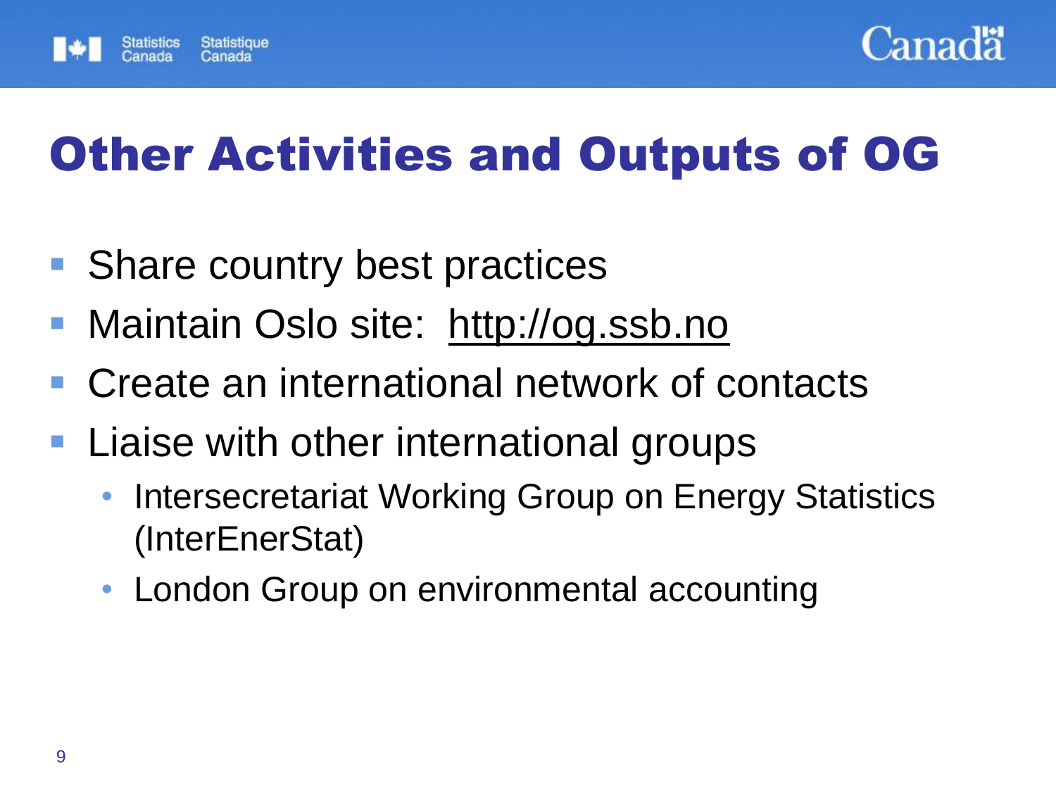# Other Activities and Outputs of OG

- Share country best practices
- Maintain Oslo site: http://og.ssb.no
- Create an international network of contacts
- Liaise with other international groups
  - Intersecretariat Working Group on Energy Statistics (InterEnerStat)
  - London Group on environmental accounting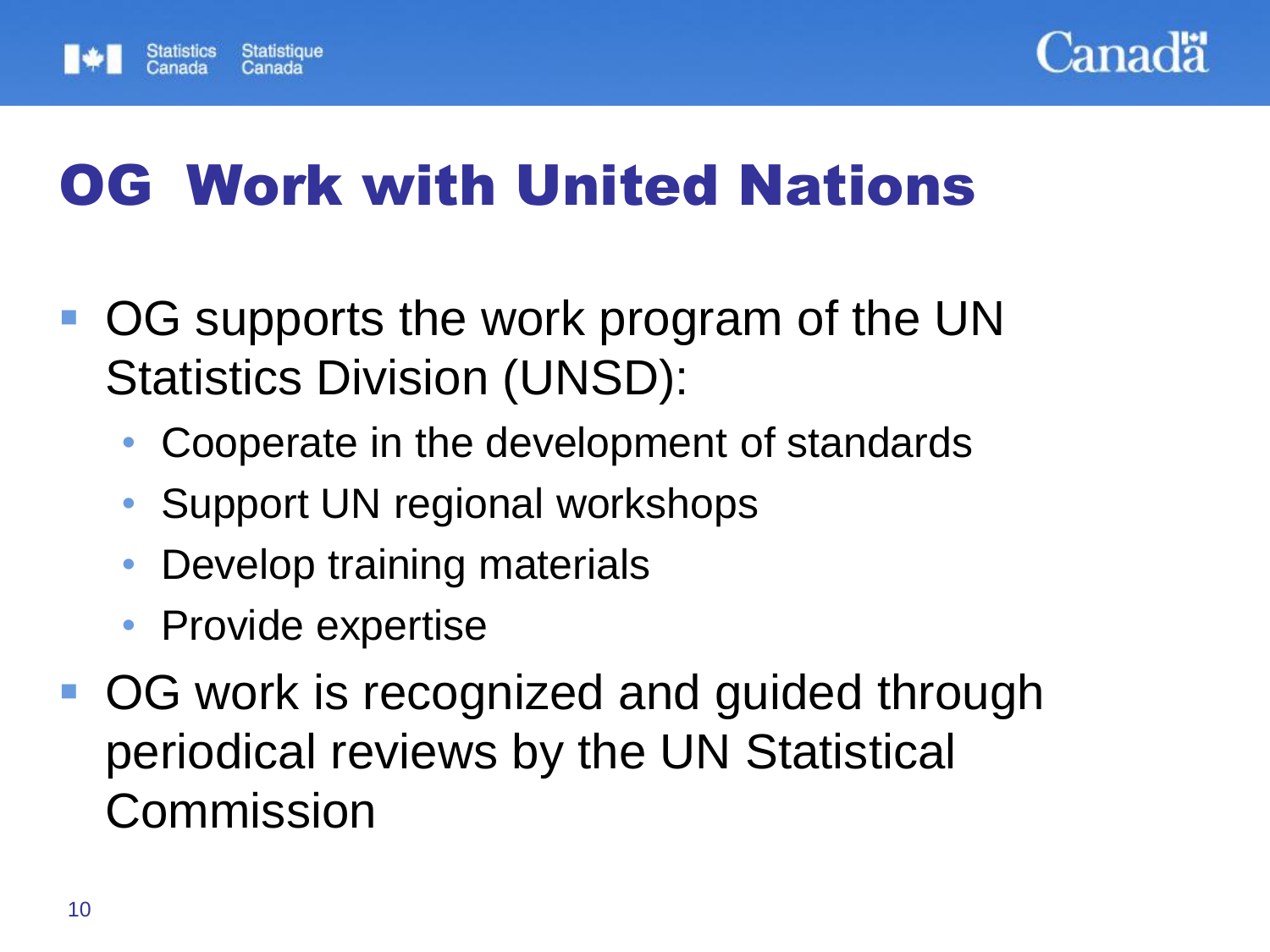# OG Work with United Nations

- OG supports the work program of the UN Statistics Division (UNSD):
  - Cooperate in the development of standards
  - Support UN regional workshops
  - Develop training materials
  - Provide expertise
- OG work is recognized and guided through periodical reviews by the UN Statistical Commission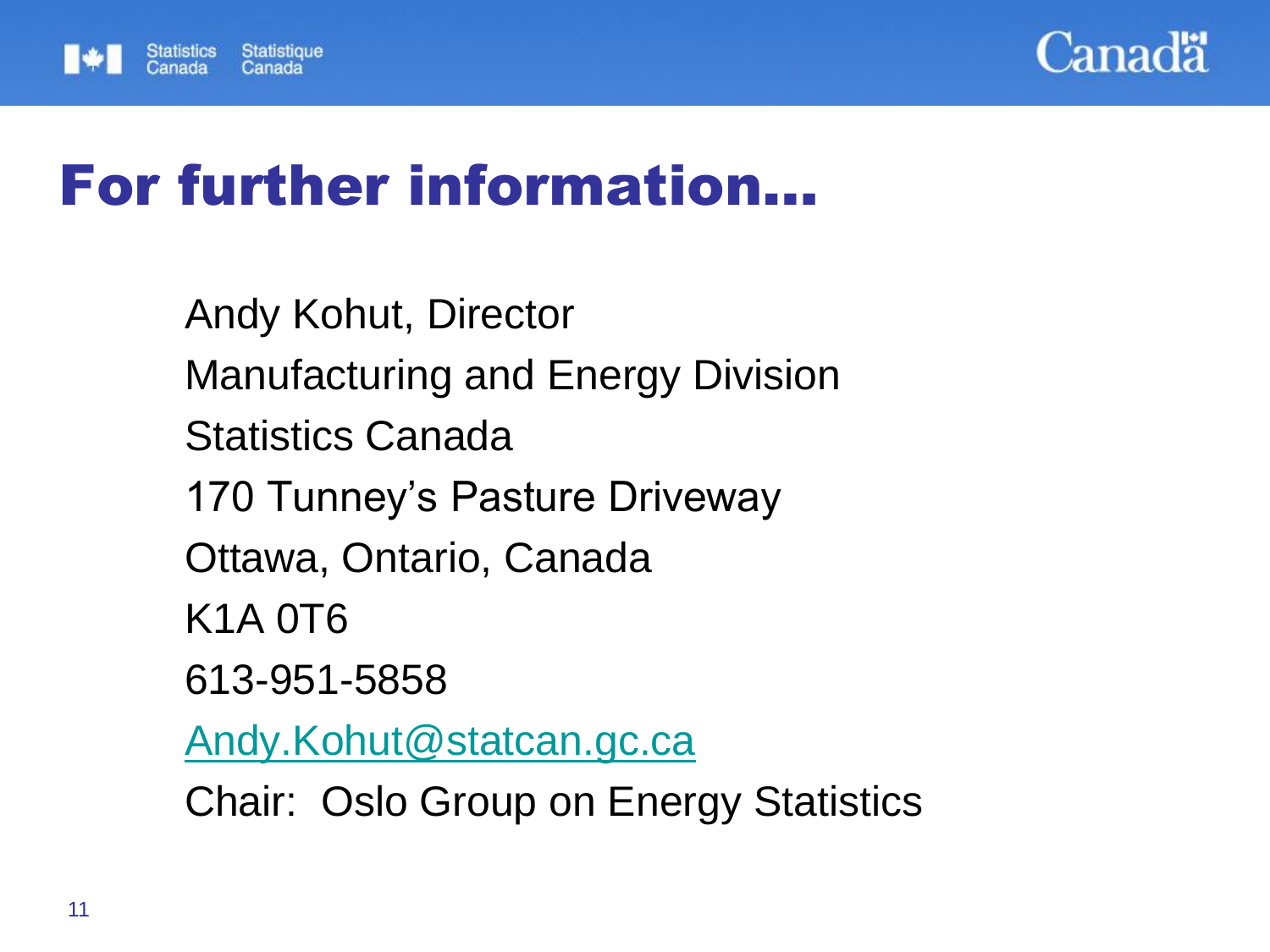# For further information…

Andy Kohut, Director

Manufacturing and Energy Division

Statistics Canada

170 Tunney's Pasture Driveway

Ottawa, Ontario, Canada

K1A 0T6

613-951-5858

Andy.Kohut@statcan.gc.ca

Chair: Oslo Group on Energy Statistics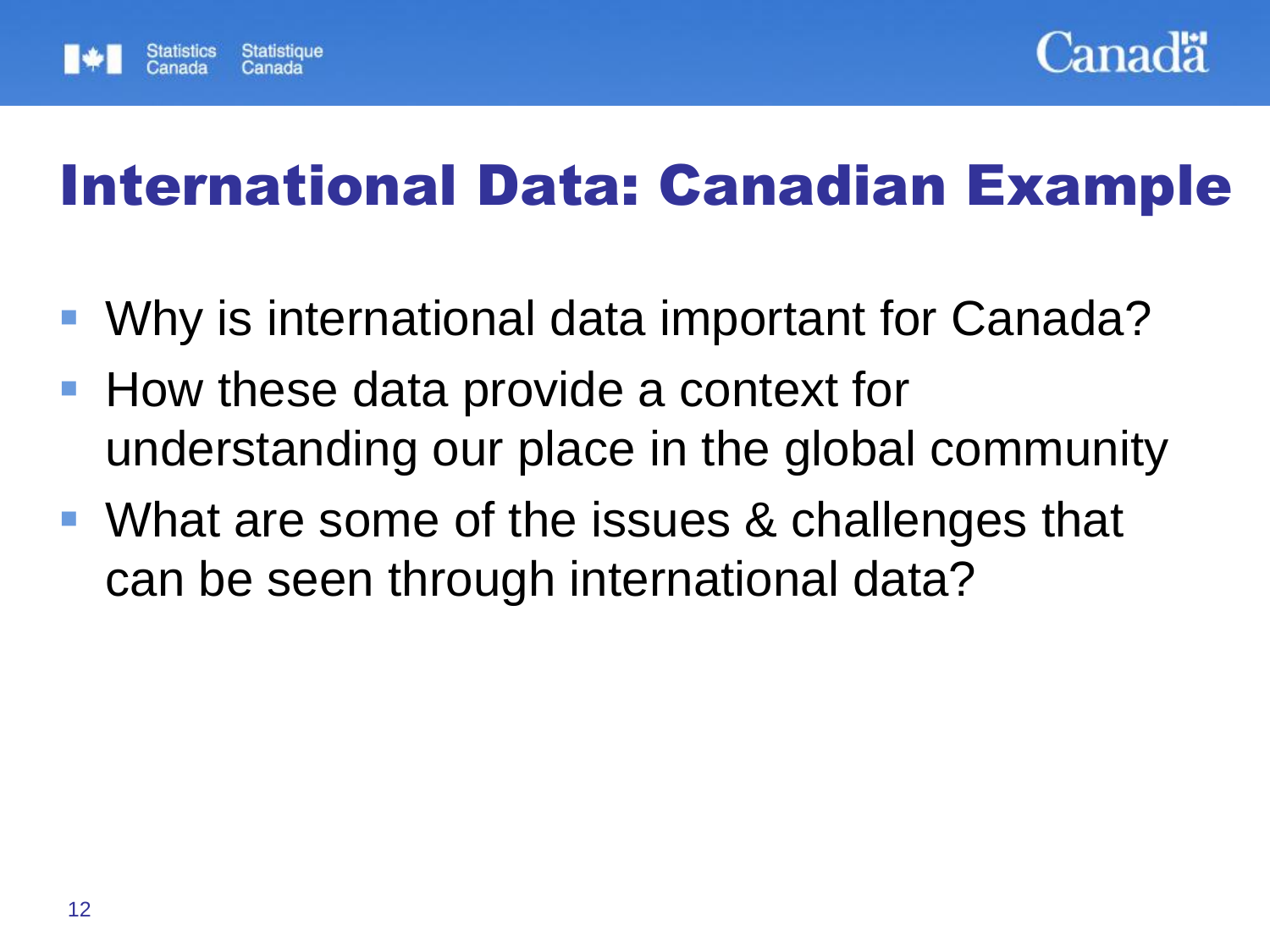# International Data: Canadian Example

- Why is international data important for Canada?
- How these data provide a context for understanding our place in the global community
- What are some of the issues & challenges that can be seen through international data?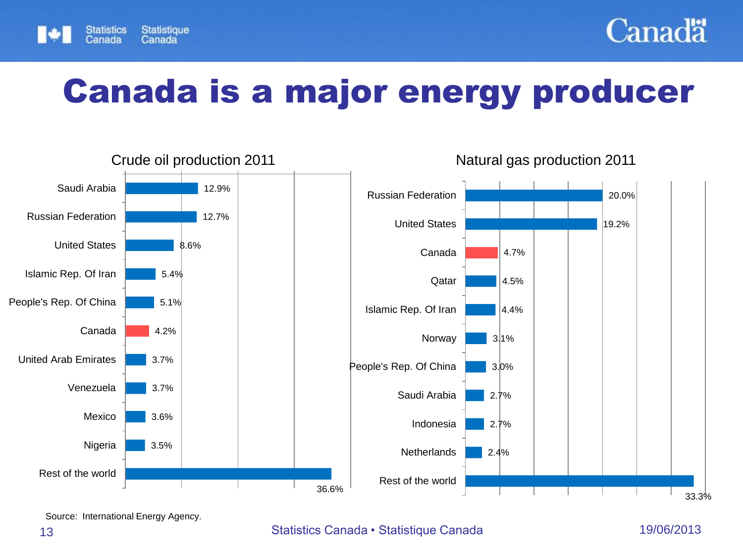# Canada is a major energy producer

### Crude oil production 2011

| Country | Share |
|---|---|
| Saudi Arabia | 12.9% |
| Russian Federation | 12.7% |
| United States | 8.6% |
| Islamic Rep. Of Iran | 5.4% |
| People's Rep. Of China | 5.1% |
| Canada | 4.2% |
| United Arab Emirates | 3.7% |
| Venezuela | 3.7% |
| Mexico | 3.6% |
| Nigeria | 3.5% |
| Rest of the world | 36.6% |

### Natural gas production 2011

| Country | Share |
|---|---|
| Russian Federation | 20.0% |
| United States | 19.2% |
| Canada | 4.7% |
| Qatar | 4.5% |
| Islamic Rep. Of Iran | 4.4% |
| Norway | 3.1% |
| People's Rep. Of China | 3.0% |
| Saudi Arabia | 2.7% |
| Indonesia | 2.7% |
| Netherlands | 2.4% |
| Rest of the world | 33.3% |

Source: International Energy Agency.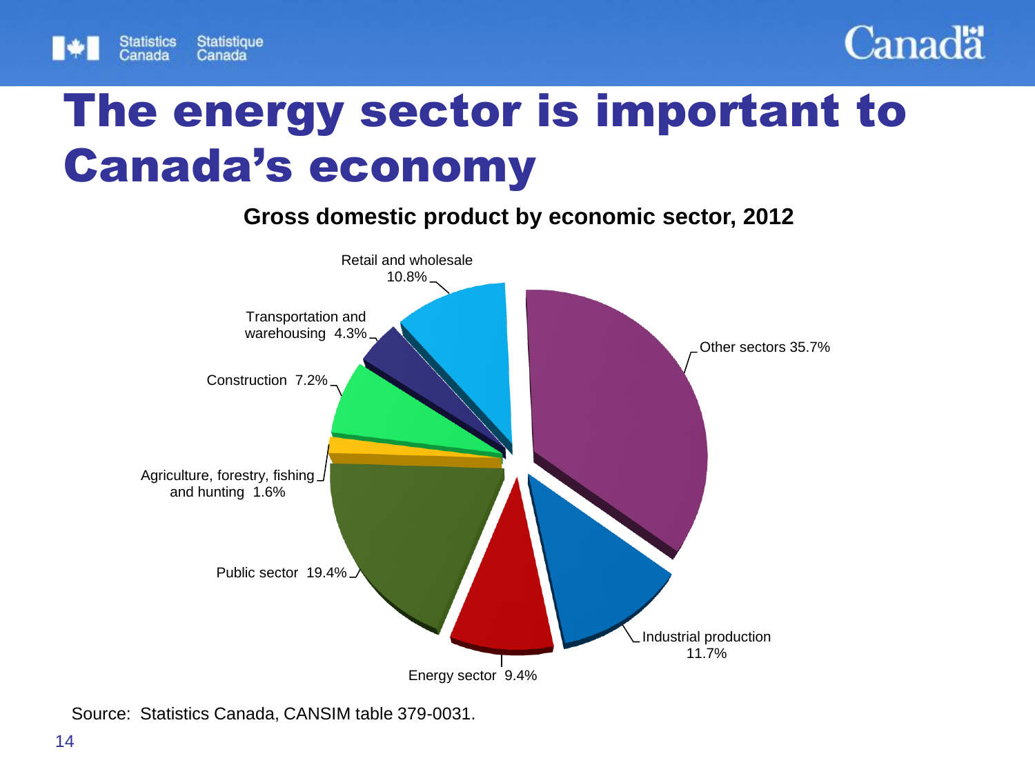# The energy sector is important to Canada's economy

**Gross domestic product by economic sector, 2012**

Other sectors 35.7%

Industrial production 11.7%

Energy sector 9.4%

Public sector 19.4%

Agriculture, forestry, fishing and hunting 1.6%

Construction 7.2%

Transportation and warehousing 4.3%

Retail and wholesale 10.8%

Source: Statistics Canada, CANSIM table 379-0031.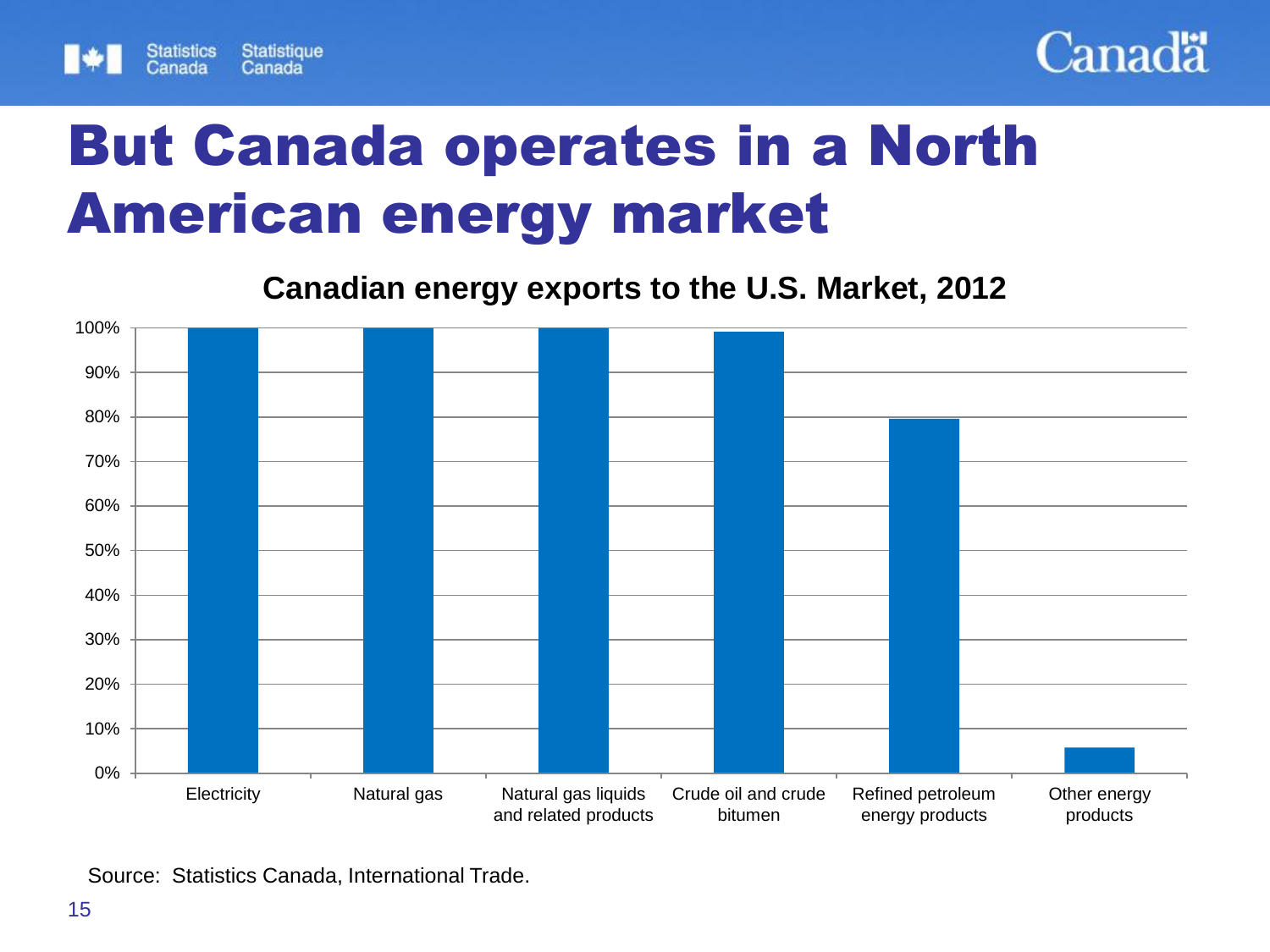# But Canada operates in a North American energy market

**Canadian energy exports to the U.S. Market, 2012**

| Category | Share of exports to U.S. |
|---|---|
| Electricity | ~100% |
| Natural gas | ~100% |
| Natural gas liquids and related products | ~100% |
| Crude oil and crude bitumen | ~99% |
| Refined petroleum energy products | ~80% |
| Other energy products | ~6% |

Source: Statistics Canada, International Trade.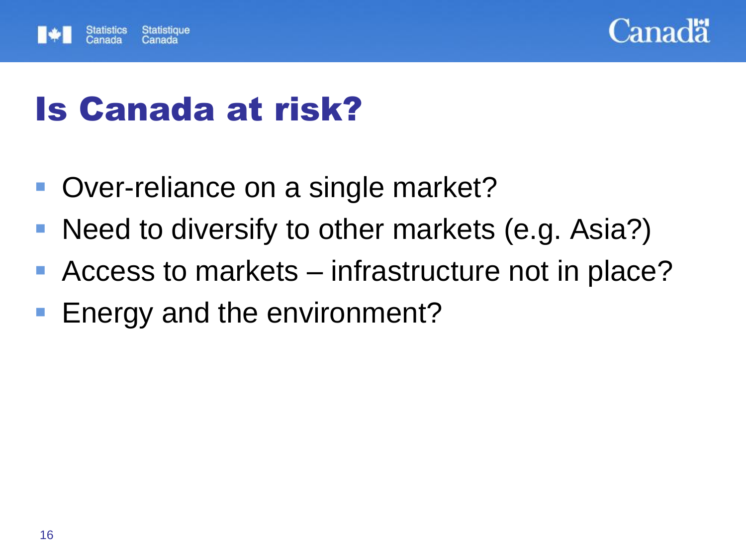# Is Canada at risk?

- Over-reliance on a single market?
- Need to diversify to other markets (e.g. Asia?)
- Access to markets – infrastructure not in place?
- Energy and the environment?